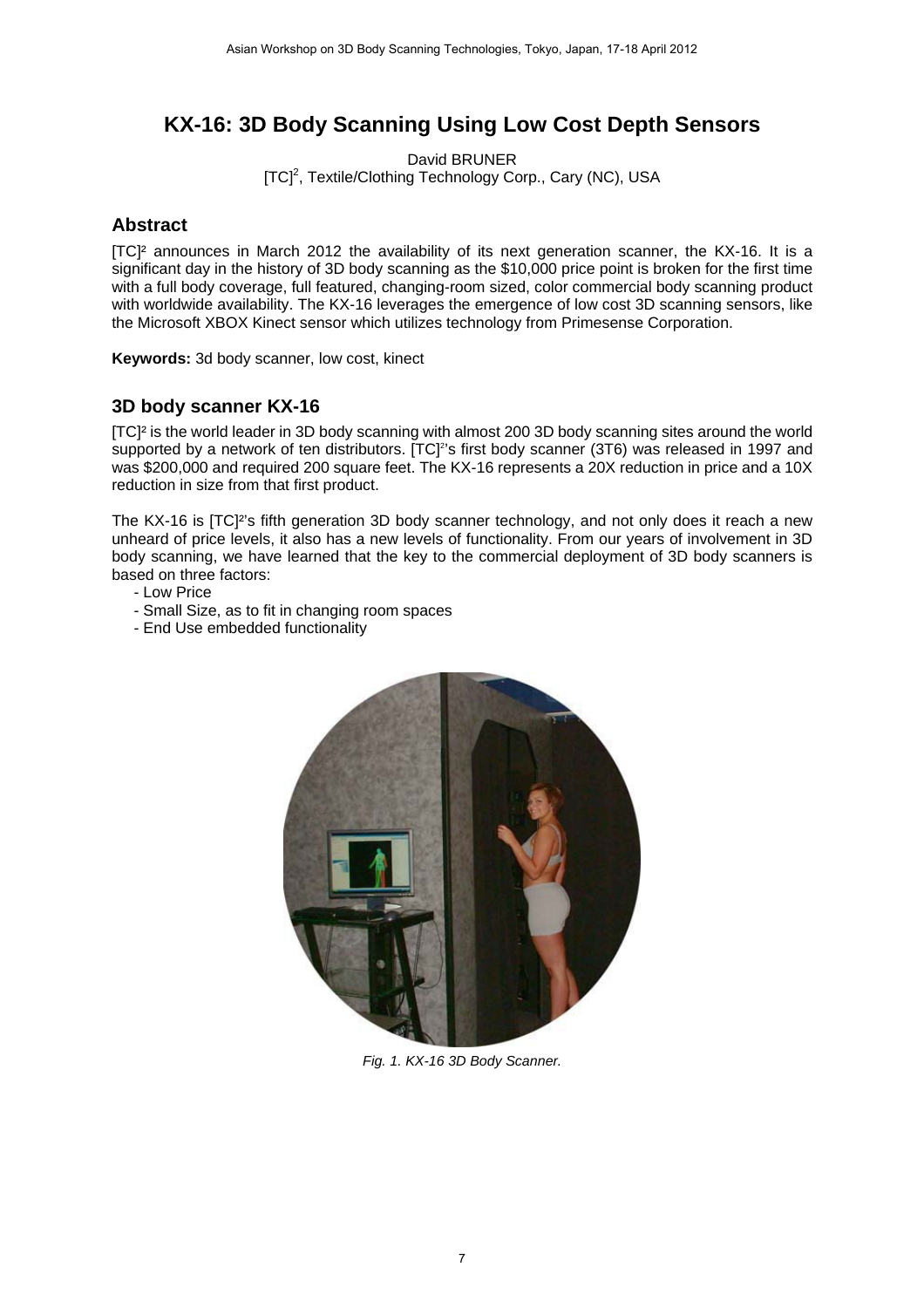# KX-16: 3D Body Scanning Using Low Cost Depth Sensors

David BRUNER
[TC]², Textile/Clothing Technology Corp., Cary (NC), USA

## Abstract

[TC]² announces in March 2012 the availability of its next generation scanner, the KX-16. It is a significant day in the history of 3D body scanning as the $10,000 price point is broken for the first time with a full body coverage, full featured, changing-room sized, color commercial body scanning product with worldwide availability. The KX-16 leverages the emergence of low cost 3D scanning sensors, like the Microsoft XBOX Kinect sensor which utilizes technology from Primesense Corporation.

**Keywords:** 3d body scanner, low cost, kinect

## 3D body scanner KX-16

[TC]² is the world leader in 3D body scanning with almost 200 3D body scanning sites around the world supported by a network of ten distributors. [TC]²'s first body scanner (3T6) was released in 1997 and was $200,000 and required 200 square feet. The KX-16 represents a 20X reduction in price and a 10X reduction in size from that first product.

The KX-16 is [TC]²'s fifth generation 3D body scanner technology, and not only does it reach a new unheard of price levels, it also has a new levels of functionality. From our years of involvement in 3D body scanning, we have learned that the key to the commercial deployment of 3D body scanners is based on three factors:

- Low Price
- Small Size, as to fit in changing room spaces
- End Use embedded functionality

*Fig. 1. KX-16 3D Body Scanner.*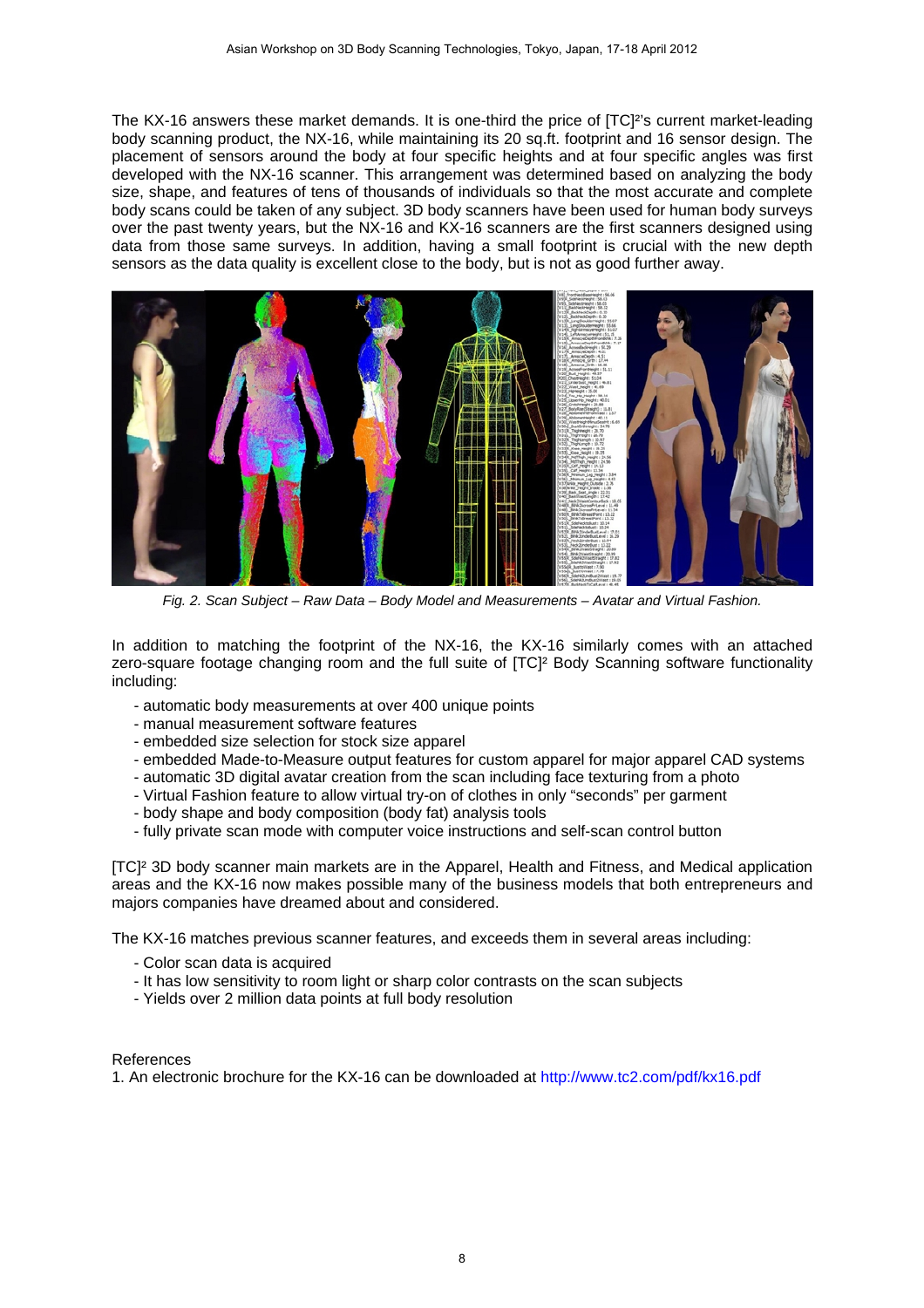The KX-16 answers these market demands. It is one-third the price of [TC]²'s current market-leading body scanning product, the NX-16, while maintaining its 20 sq.ft. footprint and 16 sensor design. The placement of sensors around the body at four specific heights and at four specific angles was first developed with the NX-16 scanner. This arrangement was determined based on analyzing the body size, shape, and features of tens of thousands of individuals so that the most accurate and complete body scans could be taken of any subject. 3D body scanners have been used for human body surveys over the past twenty years, but the NX-16 and KX-16 scanners are the first scanners designed using data from those same surveys. In addition, having a small footprint is crucial with the new depth sensors as the data quality is excellent close to the body, but is not as good further away.

*Fig. 2. Scan Subject – Raw Data – Body Model and Measurements – Avatar and Virtual Fashion.*

In addition to matching the footprint of the NX-16, the KX-16 similarly comes with an attached zero-square footage changing room and the full suite of [TC]² Body Scanning software functionality including:

- automatic body measurements at over 400 unique points
- manual measurement software features
- embedded size selection for stock size apparel
- embedded Made-to-Measure output features for custom apparel for major apparel CAD systems
- automatic 3D digital avatar creation from the scan including face texturing from a photo
- Virtual Fashion feature to allow virtual try-on of clothes in only "seconds" per garment
- body shape and body composition (body fat) analysis tools
- fully private scan mode with computer voice instructions and self-scan control button

[TC]² 3D body scanner main markets are in the Apparel, Health and Fitness, and Medical application areas and the KX-16 now makes possible many of the business models that both entrepreneurs and majors companies have dreamed about and considered.

The KX-16 matches previous scanner features, and exceeds them in several areas including:

- Color scan data is acquired
- It has low sensitivity to room light or sharp color contrasts on the scan subjects
- Yields over 2 million data points at full body resolution

References

1. An electronic brochure for the KX-16 can be downloaded at http://www.tc2.com/pdf/kx16.pdf